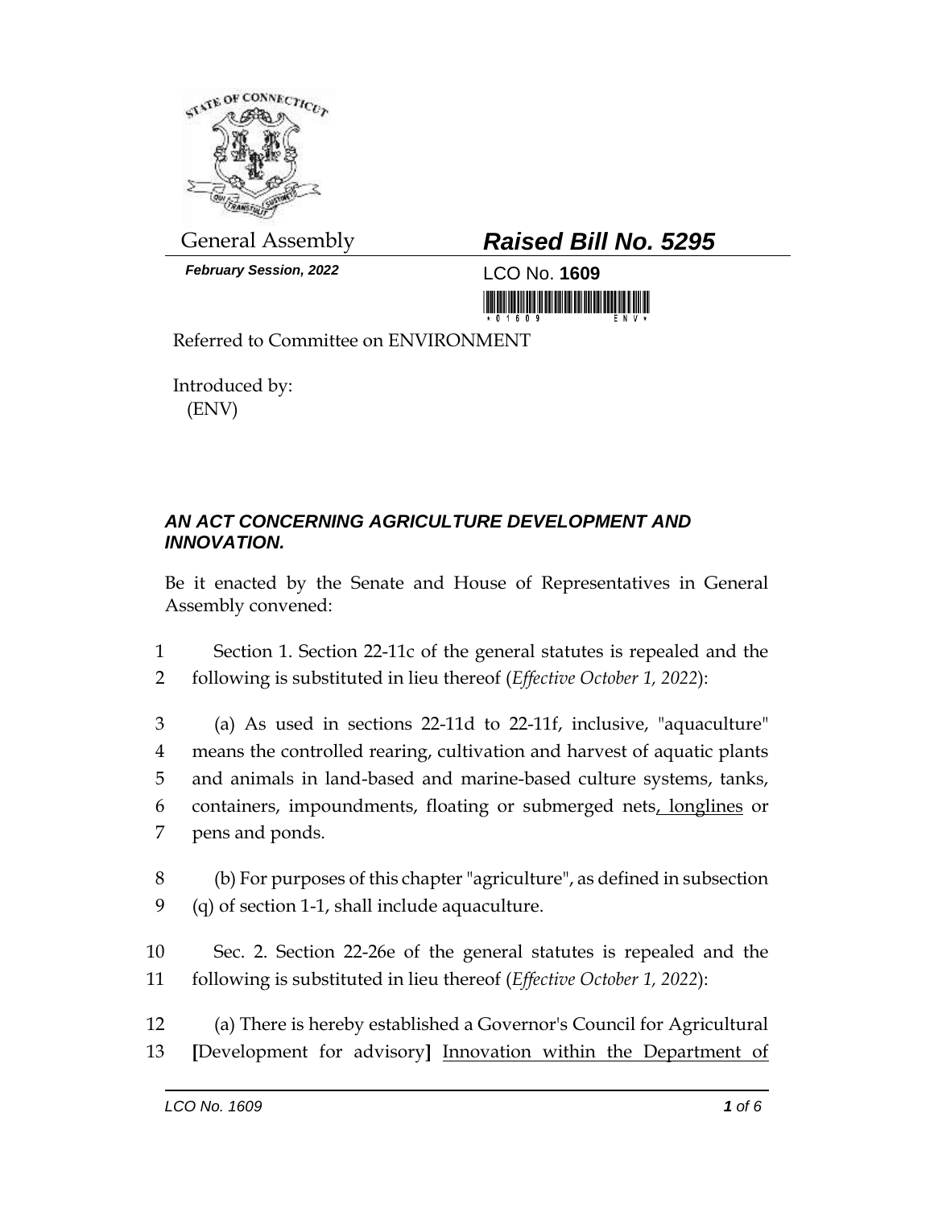General Assembly

***February Session, 2022***

# *Raised Bill No. 5295*

LCO No. **1609**

Referred to Committee on ENVIRONMENT

Introduced by:
(ENV)

### *AN ACT CONCERNING AGRICULTURE DEVELOPMENT AND INNOVATION.*

Be it enacted by the Senate and House of Representatives in General Assembly convened:

1 Section 1. Section 22-11c of the general statutes is repealed and the
2 following is substituted in lieu thereof (*Effective October 1, 2022*):

3 (a) As used in sections 22-11d to 22-11f, inclusive, "aquaculture"
4 means the controlled rearing, cultivation and harvest of aquatic plants
5 and animals in land-based and marine-based culture systems, tanks,
6 containers, impoundments, floating or submerged nets<u>, longlines</u> or
7 pens and ponds.

8 (b) For purposes of this chapter "agriculture", as defined in subsection
9 (q) of section 1-1, shall include aquaculture.

10 Sec. 2. Section 22-26e of the general statutes is repealed and the
11 following is substituted in lieu thereof (*Effective October 1, 2022*):

12 (a) There is hereby established a Governor's Council for Agricultural
13 **[**Development for advisory**]** <u>Innovation within the Department of</u>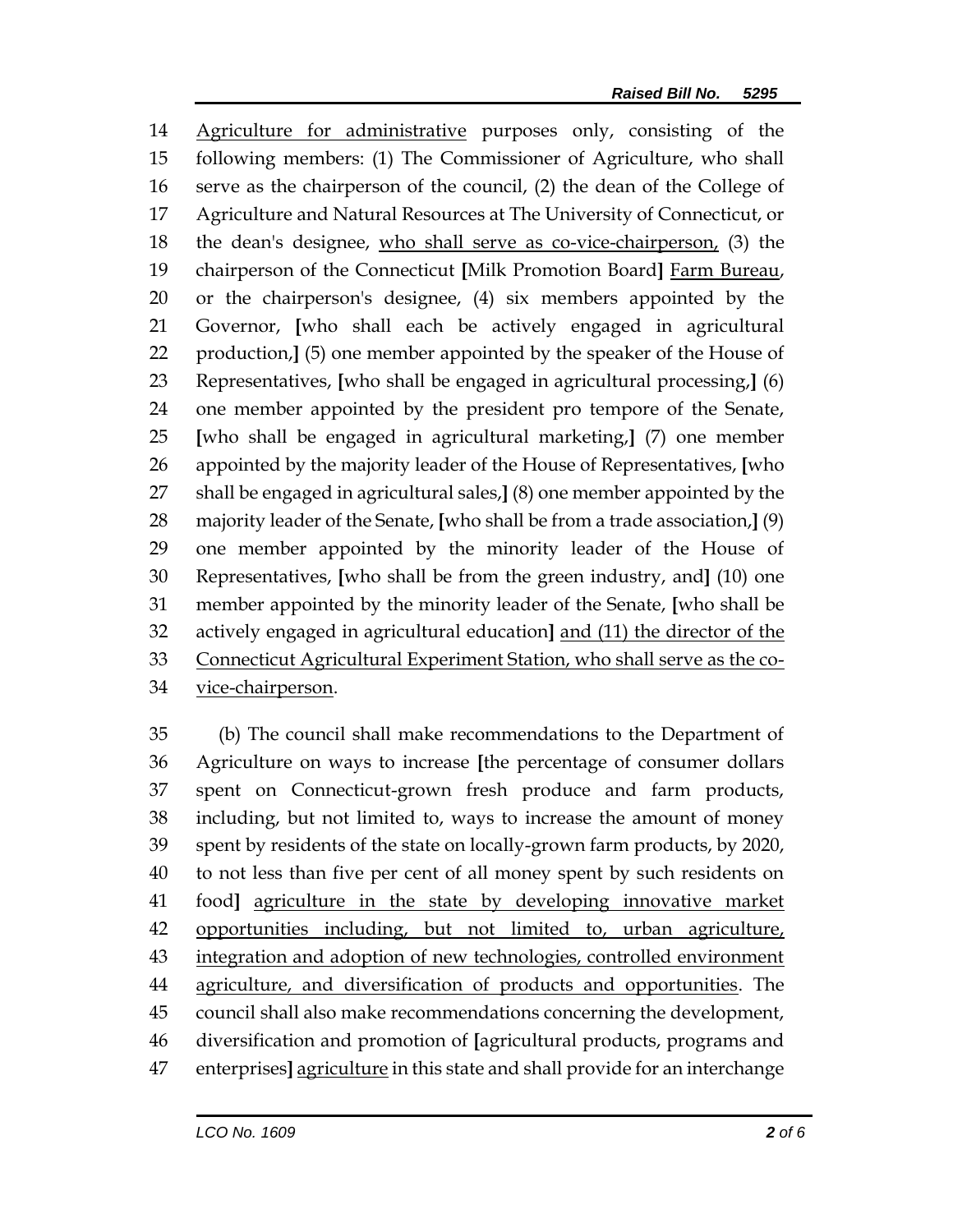Agriculture for administrative purposes only, consisting of the following members: (1) The Commissioner of Agriculture, who shall serve as the chairperson of the council, (2) the dean of the College of Agriculture and Natural Resources at The University of Connecticut, or the dean's designee, who shall serve as co-vice-chairperson, (3) the chairperson of the Connecticut [Milk Promotion Board] Farm Bureau, or the chairperson's designee, (4) six members appointed by the Governor, [who shall each be actively engaged in agricultural production,] (5) one member appointed by the speaker of the House of Representatives, [who shall be engaged in agricultural processing,] (6) one member appointed by the president pro tempore of the Senate, [who shall be engaged in agricultural marketing,] (7) one member appointed by the majority leader of the House of Representatives, [who shall be engaged in agricultural sales,] (8) one member appointed by the majority leader of the Senate, [who shall be from a trade association,] (9) one member appointed by the minority leader of the House of Representatives, [who shall be from the green industry, and] (10) one member appointed by the minority leader of the Senate, [who shall be actively engaged in agricultural education] and (11) the director of the Connecticut Agricultural Experiment Station, who shall serve as the co-vice-chairperson.

(b) The council shall make recommendations to the Department of Agriculture on ways to increase [the percentage of consumer dollars spent on Connecticut-grown fresh produce and farm products, including, but not limited to, ways to increase the amount of money spent by residents of the state on locally-grown farm products, by 2020, to not less than five per cent of all money spent by such residents on food] agriculture in the state by developing innovative market opportunities including, but not limited to, urban agriculture, integration and adoption of new technologies, controlled environment agriculture, and diversification of products and opportunities. The council shall also make recommendations concerning the development, diversification and promotion of [agricultural products, programs and enterprises] agriculture in this state and shall provide for an interchange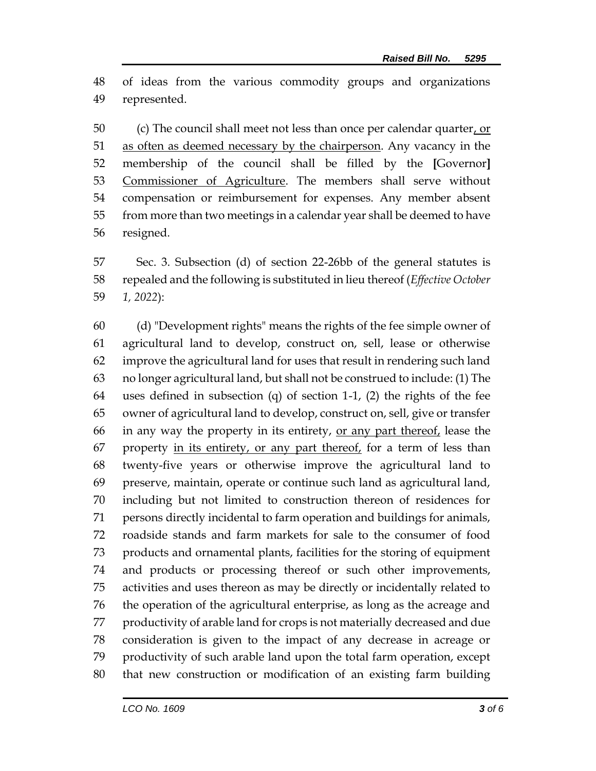of ideas from the various commodity groups and organizations represented.

(c) The council shall meet not less than once per calendar quarter<u>, or as often as deemed necessary by the chairperson</u>. Any vacancy in the membership of the council shall be filled by the **[**Governor**]** <u>Commissioner of Agriculture</u>. The members shall serve without compensation or reimbursement for expenses. Any member absent from more than two meetings in a calendar year shall be deemed to have resigned.

Sec. 3. Subsection (d) of section 22-26bb of the general statutes is repealed and the following is substituted in lieu thereof (*Effective October 1, 2022*):

(d) "Development rights" means the rights of the fee simple owner of agricultural land to develop, construct on, sell, lease or otherwise improve the agricultural land for uses that result in rendering such land no longer agricultural land, but shall not be construed to include: (1) The uses defined in subsection (q) of section 1-1, (2) the rights of the fee owner of agricultural land to develop, construct on, sell, give or transfer in any way the property in its entirety, <u>or any part thereof,</u> lease the property <u>in its entirety, or any part thereof,</u> for a term of less than twenty-five years or otherwise improve the agricultural land to preserve, maintain, operate or continue such land as agricultural land, including but not limited to construction thereon of residences for persons directly incidental to farm operation and buildings for animals, roadside stands and farm markets for sale to the consumer of food products and ornamental plants, facilities for the storing of equipment and products or processing thereof or such other improvements, activities and uses thereon as may be directly or incidentally related to the operation of the agricultural enterprise, as long as the acreage and productivity of arable land for crops is not materially decreased and due consideration is given to the impact of any decrease in acreage or productivity of such arable land upon the total farm operation, except that new construction or modification of an existing farm building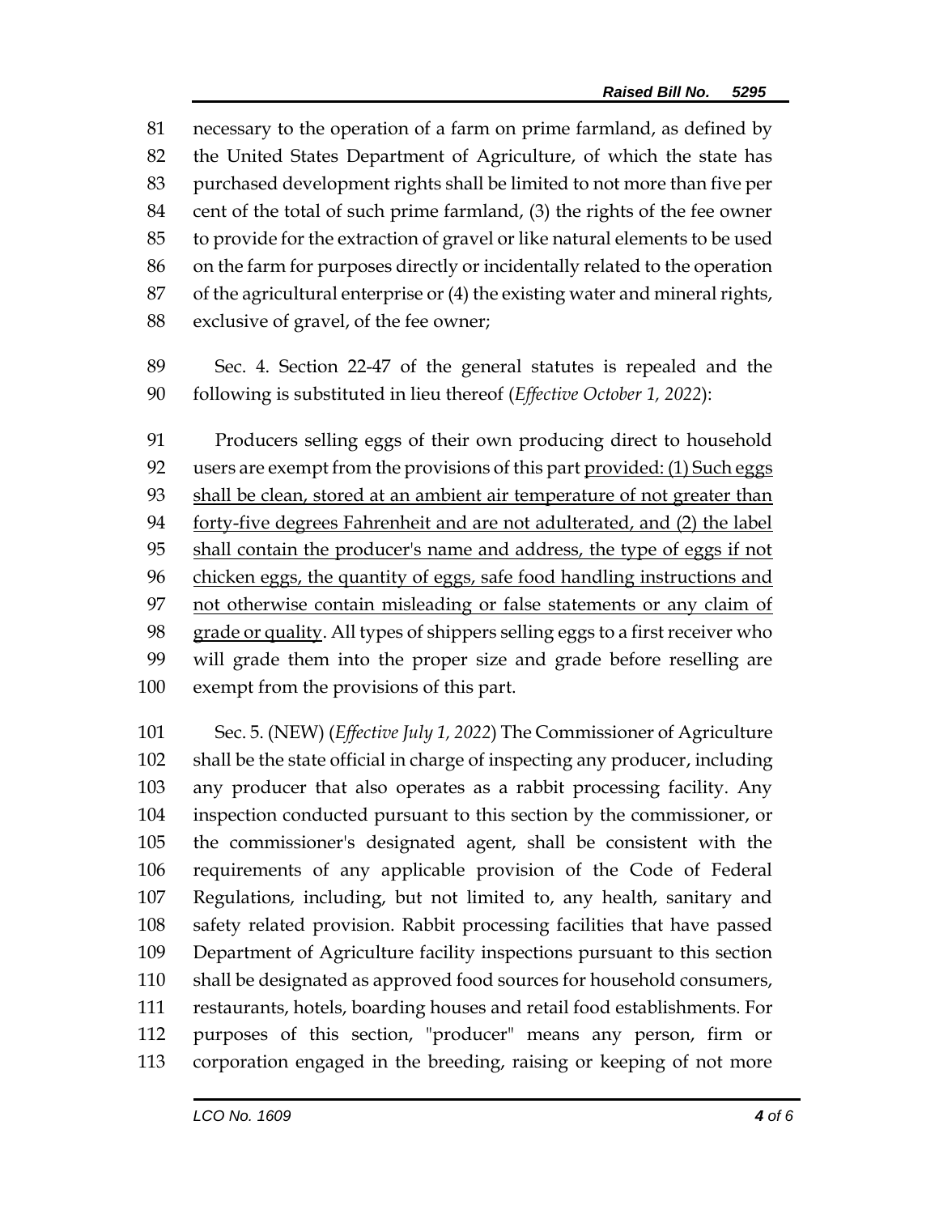necessary to the operation of a farm on prime farmland, as defined by the United States Department of Agriculture, of which the state has purchased development rights shall be limited to not more than five per cent of the total of such prime farmland, (3) the rights of the fee owner to provide for the extraction of gravel or like natural elements to be used on the farm for purposes directly or incidentally related to the operation of the agricultural enterprise or (4) the existing water and mineral rights, exclusive of gravel, of the fee owner;

Sec. 4. Section 22-47 of the general statutes is repealed and the following is substituted in lieu thereof (*Effective October 1, 2022*):

Producers selling eggs of their own producing direct to household users are exempt from the provisions of this part <u>provided: (1) Such eggs shall be clean, stored at an ambient air temperature of not greater than forty-five degrees Fahrenheit and are not adulterated, and (2) the label shall contain the producer's name and address, the type of eggs if not chicken eggs, the quantity of eggs, safe food handling instructions and not otherwise contain misleading or false statements or any claim of grade or quality</u>. All types of shippers selling eggs to a first receiver who will grade them into the proper size and grade before reselling are exempt from the provisions of this part.

Sec. 5. (NEW) (*Effective July 1, 2022*) The Commissioner of Agriculture shall be the state official in charge of inspecting any producer, including any producer that also operates as a rabbit processing facility. Any inspection conducted pursuant to this section by the commissioner, or the commissioner's designated agent, shall be consistent with the requirements of any applicable provision of the Code of Federal Regulations, including, but not limited to, any health, sanitary and safety related provision. Rabbit processing facilities that have passed Department of Agriculture facility inspections pursuant to this section shall be designated as approved food sources for household consumers, restaurants, hotels, boarding houses and retail food establishments. For purposes of this section, "producer" means any person, firm or corporation engaged in the breeding, raising or keeping of not more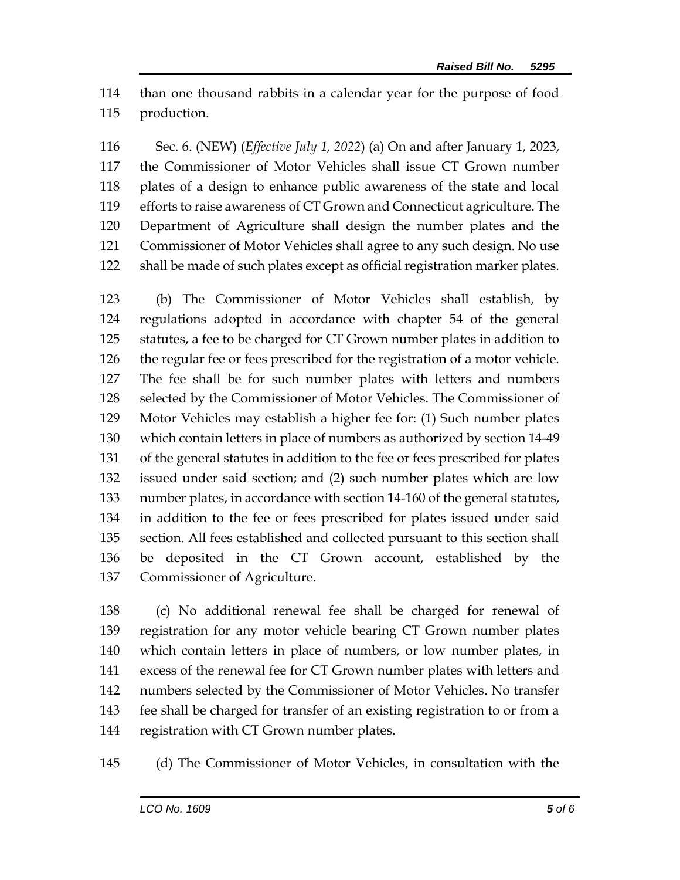than one thousand rabbits in a calendar year for the purpose of food production.

Sec. 6. (NEW) (*Effective July 1, 2022*) (a) On and after January 1, 2023, the Commissioner of Motor Vehicles shall issue CT Grown number plates of a design to enhance public awareness of the state and local efforts to raise awareness of CT Grown and Connecticut agriculture. The Department of Agriculture shall design the number plates and the Commissioner of Motor Vehicles shall agree to any such design. No use shall be made of such plates except as official registration marker plates.

(b) The Commissioner of Motor Vehicles shall establish, by regulations adopted in accordance with chapter 54 of the general statutes, a fee to be charged for CT Grown number plates in addition to the regular fee or fees prescribed for the registration of a motor vehicle. The fee shall be for such number plates with letters and numbers selected by the Commissioner of Motor Vehicles. The Commissioner of Motor Vehicles may establish a higher fee for: (1) Such number plates which contain letters in place of numbers as authorized by section 14-49 of the general statutes in addition to the fee or fees prescribed for plates issued under said section; and (2) such number plates which are low number plates, in accordance with section 14-160 of the general statutes, in addition to the fee or fees prescribed for plates issued under said section. All fees established and collected pursuant to this section shall be deposited in the CT Grown account, established by the Commissioner of Agriculture.

(c) No additional renewal fee shall be charged for renewal of registration for any motor vehicle bearing CT Grown number plates which contain letters in place of numbers, or low number plates, in excess of the renewal fee for CT Grown number plates with letters and numbers selected by the Commissioner of Motor Vehicles. No transfer fee shall be charged for transfer of an existing registration to or from a registration with CT Grown number plates.

(d) The Commissioner of Motor Vehicles, in consultation with the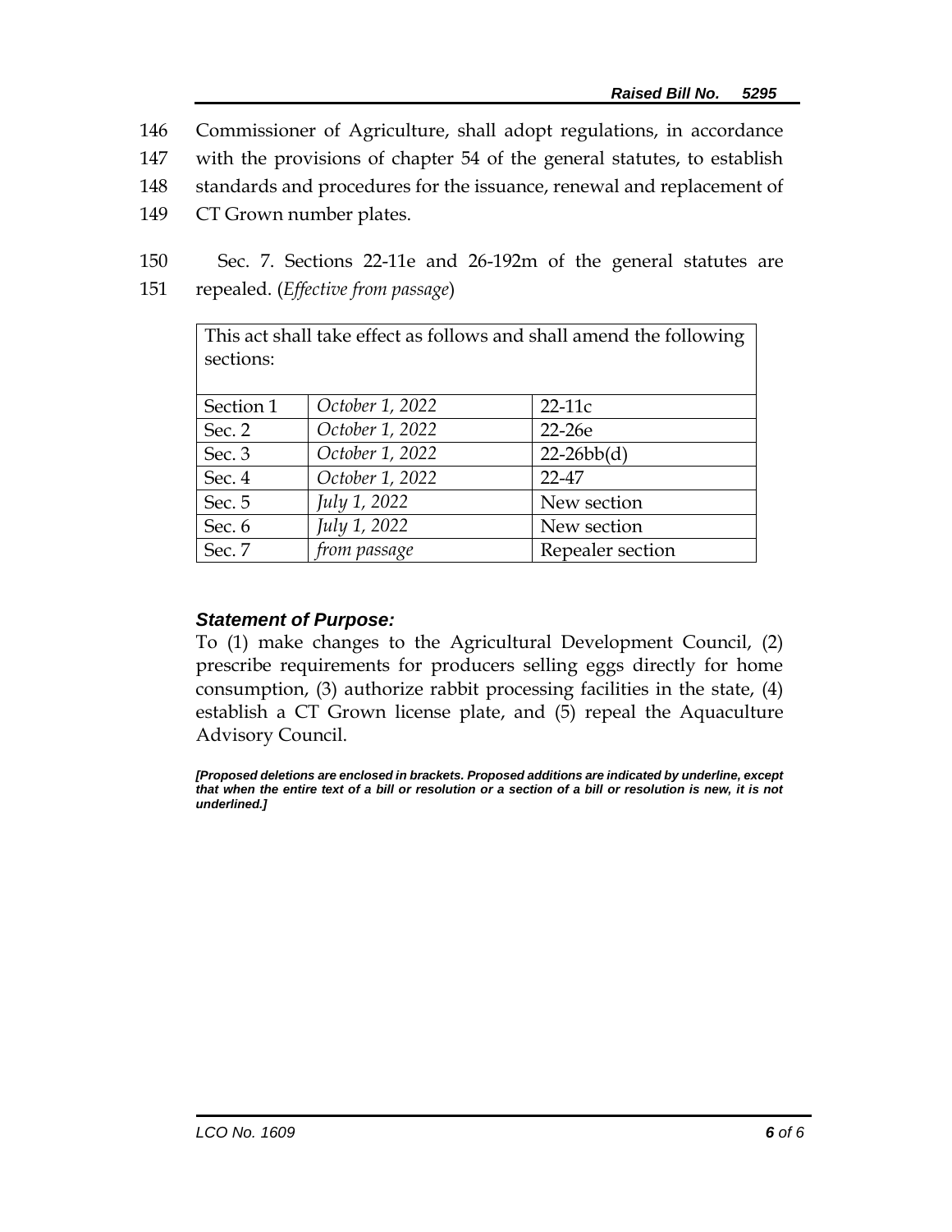146 Commissioner of Agriculture, shall adopt regulations, in accordance
147 with the provisions of chapter 54 of the general statutes, to establish
148 standards and procedures for the issuance, renewal and replacement of
149 CT Grown number plates.

150 Sec. 7. Sections 22-11e and 26-192m of the general statutes are
151 repealed. (*Effective from passage*)

| This act shall take effect as follows and shall amend the following sections: | | |
|---|---|---|
| Section 1 | *October 1, 2022* | 22-11c |
| Sec. 2 | *October 1, 2022* | 22-26e |
| Sec. 3 | *October 1, 2022* | 22-26bb(d) |
| Sec. 4 | *October 1, 2022* | 22-47 |
| Sec. 5 | *July 1, 2022* | New section |
| Sec. 6 | *July 1, 2022* | New section |
| Sec. 7 | *from passage* | Repealer section |

### *Statement of Purpose:*

To (1) make changes to the Agricultural Development Council, (2) prescribe requirements for producers selling eggs directly for home consumption, (3) authorize rabbit processing facilities in the state, (4) establish a CT Grown license plate, and (5) repeal the Aquaculture Advisory Council.

***[Proposed deletions are enclosed in brackets. Proposed additions are indicated by underline, except that when the entire text of a bill or resolution or a section of a bill or resolution is new, it is not underlined.]***